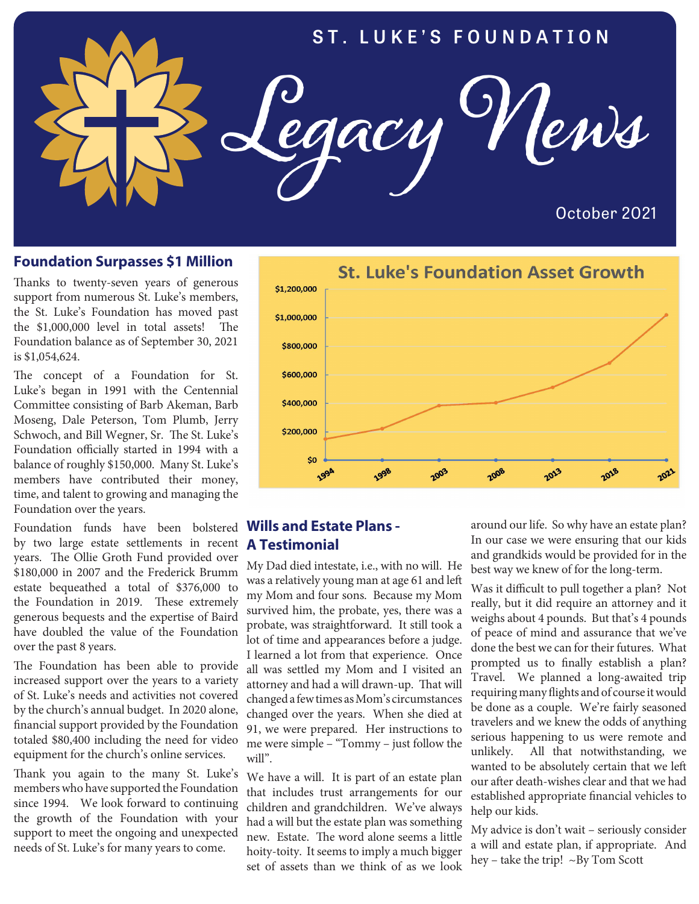# ST. LUKE'S FOUNDATION

# Legacy News

October 2021

## Foundation Surpasses $1 Million

Thanks to twenty-seven years of generous support from numerous St. Luke's members, the St. Luke's Foundation has moved past the $1,000,000 level in total assets! The Foundation balance as of September 30, 2021 is $1,054,624.

The concept of a Foundation for St. Luke's began in 1991 with the Centennial Committee consisting of Barb Akeman, Barb Moseng, Dale Peterson, Tom Plumb, Jerry Schwoch, and Bill Wegner, Sr. The St. Luke's Foundation officially started in 1994 with a balance of roughly $150,000. Many St. Luke's members have contributed their money, time, and talent to growing and managing the Foundation over the years.

Foundation funds have been bolstered by two large estate settlements in recent years. The Ollie Groth Fund provided over $180,000 in 2007 and the Frederick Brumm estate bequeathed a total of $376,000 to the Foundation in 2019. These extremely generous bequests and the expertise of Baird have doubled the value of the Foundation over the past 8 years.

The Foundation has been able to provide increased support over the years to a variety of St. Luke's needs and activities not covered by the church's annual budget. In 2020 alone, financial support provided by the Foundation totaled $80,400 including the need for video equipment for the church's online services.

Thank you again to the many St. Luke's members who have supported the Foundation since 1994. We look forward to continuing the growth of the Foundation with your support to meet the ongoing and unexpected needs of St. Luke's for many years to come.

**St. Luke's Foundation Asset Growth**

(Chart: asset growth from 1994 to 2021; y-axis $0 to $1,200,000; x-axis years 1994, 1998, 2003, 2008, 2013, 2018, 2021)

## Wills and Estate Plans - A Testimonial

My Dad died intestate, i.e., with no will. He was a relatively young man at age 61 and left my Mom and four sons. Because my Mom survived him, the probate, yes, there was a probate, was straightforward. It still took a lot of time and appearances before a judge. I learned a lot from that experience. Once all was settled my Mom and I visited an attorney and had a will drawn-up. That will changed a few times as Mom's circumstances changed over the years. When she died at 91, we were prepared. Her instructions to me were simple – "Tommy – just follow the will".

We have a will. It is part of an estate plan that includes trust arrangements for our children and grandchildren. We've always had a will but the estate plan was something new. Estate. The word alone seems a little hoity-toity. It seems to imply a much bigger set of assets than we think of as we look around our life. So why have an estate plan? In our case we were ensuring that our kids and grandkids would be provided for in the best way we knew of for the long-term.

Was it difficult to pull together a plan? Not really, but it did require an attorney and it weighs about 4 pounds. But that's 4 pounds of peace of mind and assurance that we've done the best we can for their futures. What prompted us to finally establish a plan? Travel. We planned a long-awaited trip requiring many flights and of course it would be done as a couple. We're fairly seasoned travelers and we knew the odds of anything serious happening to us were remote and unlikely. All that notwithstanding, we wanted to be absolutely certain that we left our after death-wishes clear and that we had established appropriate financial vehicles to help our kids.

My advice is don't wait – seriously consider a will and estate plan, if appropriate. And hey – take the trip! ~By Tom Scott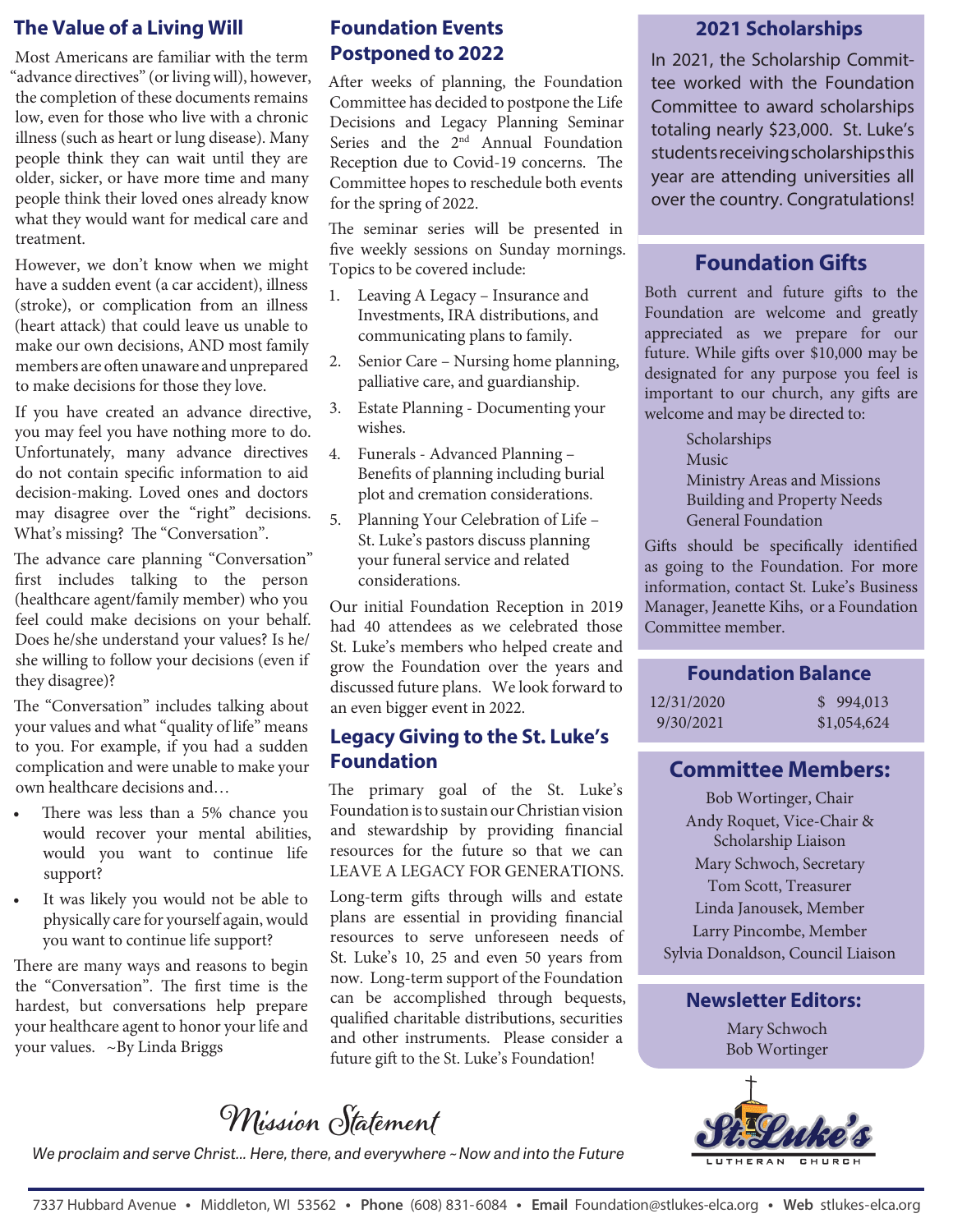## The Value of a Living Will

Most Americans are familiar with the term "advance directives" (or living will), however, the completion of these documents remains low, even for those who live with a chronic illness (such as heart or lung disease). Many people think they can wait until they are older, sicker, or have more time and many people think their loved ones already know what they would want for medical care and treatment.

However, we don't know when we might have a sudden event (a car accident), illness (stroke), or complication from an illness (heart attack) that could leave us unable to make our own decisions, AND most family members are often unaware and unprepared to make decisions for those they love.

If you have created an advance directive, you may feel you have nothing more to do. Unfortunately, many advance directives do not contain specific information to aid decision-making. Loved ones and doctors may disagree over the "right" decisions. What's missing? The "Conversation".

The advance care planning "Conversation" first includes talking to the person (healthcare agent/family member) who you feel could make decisions on your behalf. Does he/she understand your values? Is he/she willing to follow your decisions (even if they disagree)?

The "Conversation" includes talking about your values and what "quality of life" means to you. For example, if you had a sudden complication and were unable to make your own healthcare decisions and…

- There was less than a 5% chance you would recover your mental abilities, would you want to continue life support?
- It was likely you would not be able to physically care for yourself again, would you want to continue life support?

There are many ways and reasons to begin the "Conversation". The first time is the hardest, but conversations help prepare your healthcare agent to honor your life and your values. ~By Linda Briggs

## Foundation Events Postponed to 2022

After weeks of planning, the Foundation Committee has decided to postpone the Life Decisions and Legacy Planning Seminar Series and the 2nd Annual Foundation Reception due to Covid-19 concerns. The Committee hopes to reschedule both events for the spring of 2022.

The seminar series will be presented in five weekly sessions on Sunday mornings. Topics to be covered include:

1. Leaving A Legacy – Insurance and Investments, IRA distributions, and communicating plans to family.
2. Senior Care – Nursing home planning, palliative care, and guardianship.
3. Estate Planning - Documenting your wishes.
4. Funerals - Advanced Planning – Benefits of planning including burial plot and cremation considerations.
5. Planning Your Celebration of Life – St. Luke's pastors discuss planning your funeral service and related considerations.

Our initial Foundation Reception in 2019 had 40 attendees as we celebrated those St. Luke's members who helped create and grow the Foundation over the years and discussed future plans. We look forward to an even bigger event in 2022.

## Legacy Giving to the St. Luke's Foundation

The primary goal of the St. Luke's Foundation is to sustain our Christian vision and stewardship by providing financial resources for the future so that we can LEAVE A LEGACY FOR GENERATIONS.

Long-term gifts through wills and estate plans are essential in providing financial resources to serve unforeseen needs of St. Luke's 10, 25 and even 50 years from now. Long-term support of the Foundation can be accomplished through bequests, qualified charitable distributions, securities and other instruments. Please consider a future gift to the St. Luke's Foundation!

## 2021 Scholarships

In 2021, the Scholarship Committee worked with the Foundation Committee to award scholarships totaling nearly $23,000. St. Luke's students receiving scholarships this year are attending universities all over the country. Congratulations!

## Foundation Gifts

Both current and future gifts to the Foundation are welcome and greatly appreciated as we prepare for our future. While gifts over $10,000 may be designated for any purpose you feel is important to our church, any gifts are welcome and may be directed to:

- Scholarships
- Music
- Ministry Areas and Missions
- Building and Property Needs
- General Foundation

Gifts should be specifically identified as going to the Foundation. For more information, contact St. Luke's Business Manager, Jeanette Kihs, or a Foundation Committee member.

## Foundation Balance

| | |
|---|---|
| 12/31/2020 | $ 994,013 |
| 9/30/2021 | $1,054,624 |

## Committee Members:

Bob Wortinger, Chair
Andy Roquet, Vice-Chair & Scholarship Liaison
Mary Schwoch, Secretary
Tom Scott, Treasurer
Linda Janousek, Member
Larry Pincombe, Member
Sylvia Donaldson, Council Liaison

## Newsletter Editors:

Mary Schwoch
Bob Wortinger

## Mission Statement

*We proclaim and serve Christ... Here, there, and everywhere ~ Now and into the Future*

St. Luke's Lutheran Church

7337 Hubbard Avenue • Middleton, WI 53562 • **Phone** (608) 831-6084 • **Email** Foundation@stlukes-elca.org • **Web** stlukes-elca.org